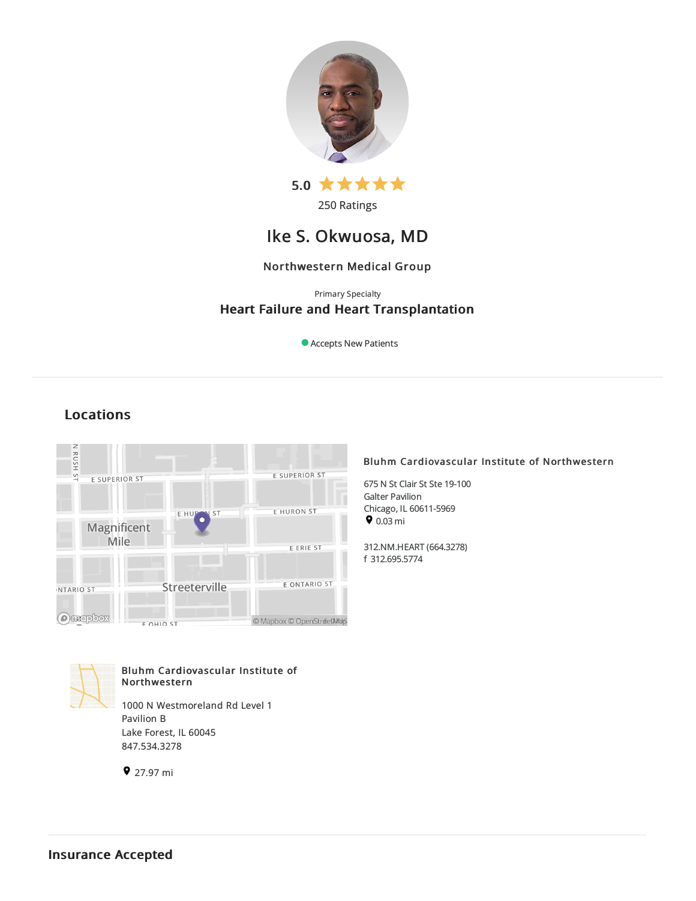5.0 ★★★★★

250 Ratings

# Ike S. Okwuosa, MD

Northwestern Medical Group

Primary Specialty

**Heart Failure and Heart Transplantation**

Accepts New Patients

## Locations

### Bluhm Cardiovascular Institute of Northwestern

675 N St Clair St Ste 19-100
Galter Pavilion
Chicago, IL 60611-5969
0.03 mi

312.NM.HEART (664.3278)
f 312.695.5774

### Bluhm Cardiovascular Institute of Northwestern

1000 N Westmoreland Rd Level 1
Pavilion B
Lake Forest, IL 60045
847.534.3278

27.97 mi

## Insurance Accepted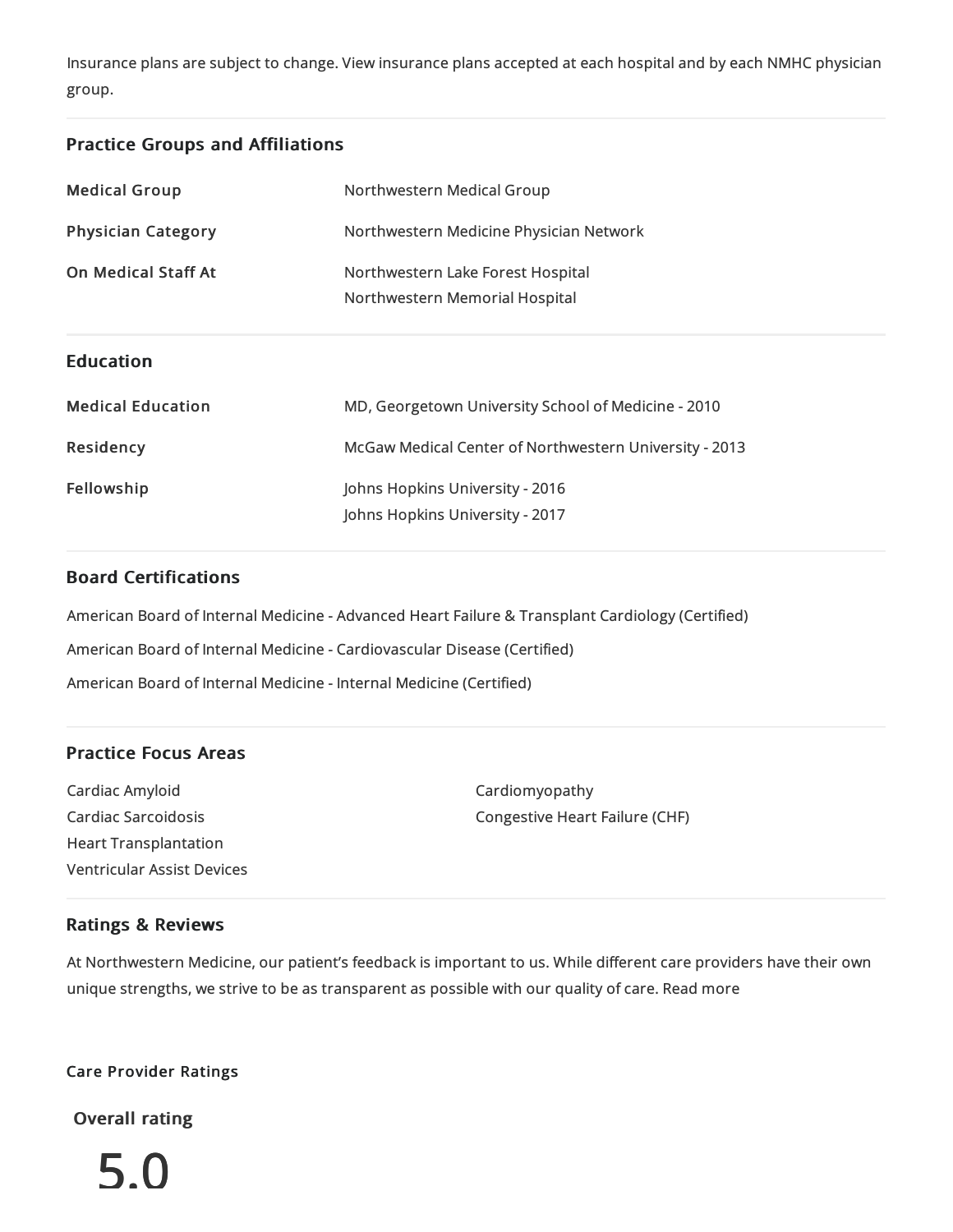Insurance plans are subject to change. View insurance plans accepted at each hospital and by each NMHC physician group.

## Practice Groups and Affiliations

| | |
|---|---|
| **Medical Group** | Northwestern Medical Group |
| **Physician Category** | Northwestern Medicine Physician Network |
| **On Medical Staff At** | Northwestern Lake Forest Hospital<br>Northwestern Memorial Hospital |

## Education

| | |
|---|---|
| **Medical Education** | MD, Georgetown University School of Medicine - 2010 |
| **Residency** | McGaw Medical Center of Northwestern University - 2013 |
| **Fellowship** | Johns Hopkins University - 2016<br>Johns Hopkins University - 2017 |

## Board Certifications

American Board of Internal Medicine - Advanced Heart Failure & Transplant Cardiology (Certified)

American Board of Internal Medicine - Cardiovascular Disease (Certified)

American Board of Internal Medicine - Internal Medicine (Certified)

## Practice Focus Areas

- Cardiac Amyloid
- Cardiac Sarcoidosis
- Heart Transplantation
- Ventricular Assist Devices
- Cardiomyopathy
- Congestive Heart Failure (CHF)

## Ratings & Reviews

At Northwestern Medicine, our patient's feedback is important to us. While different care providers have their own unique strengths, we strive to be as transparent as possible with our quality of care. Read more

**Care Provider Ratings**

**Overall rating**

5.0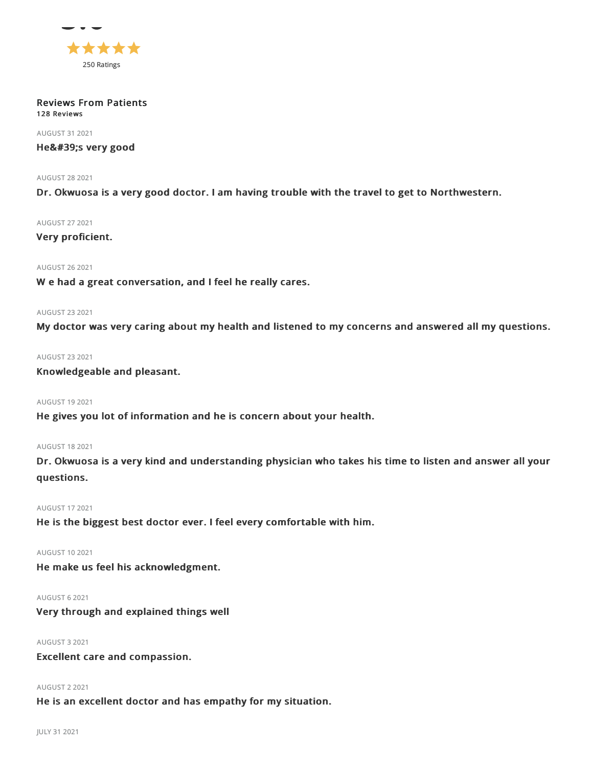★★★★★

250 Ratings

## Reviews From Patients

**128 Reviews**

AUGUST 31 2021

**He&#39;s very good**

AUGUST 28 2021

**Dr. Okwuosa is a very good doctor. I am having trouble with the travel to get to Northwestern.**

AUGUST 27 2021

**Very proficient.**

AUGUST 26 2021

**W e had a great conversation, and I feel he really cares.**

AUGUST 23 2021

**My doctor was very caring about my health and listened to my concerns and answered all my questions.**

AUGUST 23 2021

**Knowledgeable and pleasant.**

AUGUST 19 2021

**He gives you lot of information and he is concern about your health.**

AUGUST 18 2021

**Dr. Okwuosa is a very kind and understanding physician who takes his time to listen and answer all your questions.**

AUGUST 17 2021

**He is the biggest best doctor ever. I feel every comfortable with him.**

AUGUST 10 2021

**He make us feel his acknowledgment.**

AUGUST 6 2021

**Very through and explained things well**

AUGUST 3 2021

**Excellent care and compassion.**

AUGUST 2 2021

**He is an excellent doctor and has empathy for my situation.**

JULY 31 2021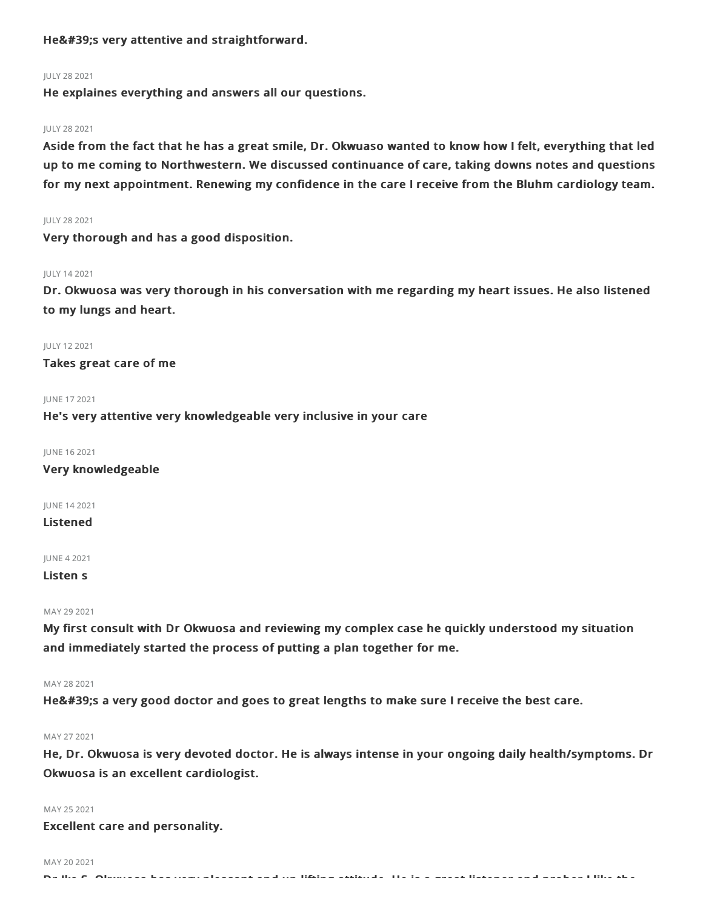**He&#39;s very attentive and straightforward.**

JULY 28 2021

**He explaines everything and answers all our questions.**

JULY 28 2021

**Aside from the fact that he has a great smile, Dr. Okwuaso wanted to know how I felt, everything that led up to me coming to Northwestern. We discussed continuance of care, taking downs notes and questions for my next appointment. Renewing my confidence in the care I receive from the Bluhm cardiology team.**

JULY 28 2021

**Very thorough and has a good disposition.**

JULY 14 2021

**Dr. Okwuosa was very thorough in his conversation with me regarding my heart issues. He also listened to my lungs and heart.**

JULY 12 2021

**Takes great care of me**

JUNE 17 2021

**He's very attentive very knowledgeable very inclusive in your care**

JUNE 16 2021

**Very knowledgeable**

JUNE 14 2021

**Listened**

JUNE 4 2021

**Listen s**

MAY 29 2021

**My first consult with Dr Okwuosa and reviewing my complex case he quickly understood my situation and immediately started the process of putting a plan together for me.**

MAY 28 2021

**He&#39;s a very good doctor and goes to great lengths to make sure I receive the best care.**

MAY 27 2021

**He, Dr. Okwuosa is very devoted doctor. He is always intense in your ongoing daily health/symptoms. Dr Okwuosa is an excellent cardiologist.**

MAY 25 2021

**Excellent care and personality.**

MAY 20 2021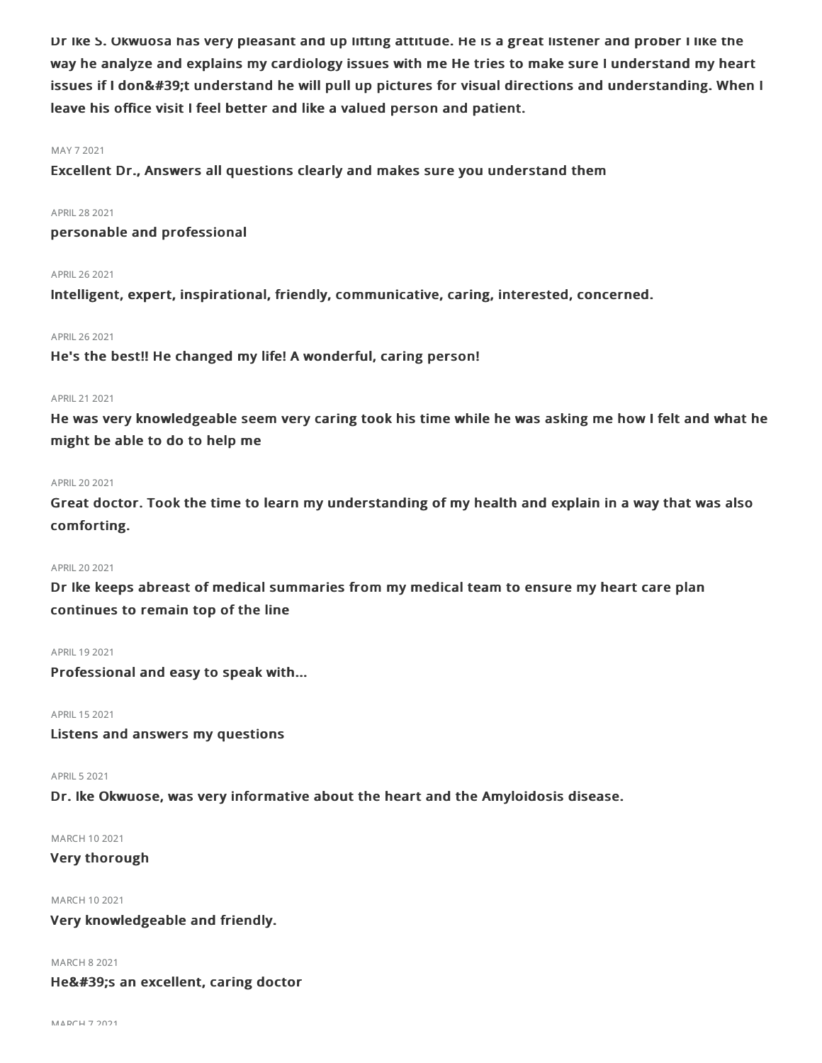Dr Ike S. Okwuosa has very pleasant and up lifting attitude. He is a great listener and prober I like the way he analyze and explains my cardiology issues with me He tries to make sure I understand my heart issues if I don&#39;t understand he will pull up pictures for visual directions and understanding. When I leave his office visit I feel better and like a valued person and patient.

MAY 7 2021

**Excellent Dr., Answers all questions clearly and makes sure you understand them**

APRIL 28 2021

**personable and professional**

APRIL 26 2021

**Intelligent, expert, inspirational, friendly, communicative, caring, interested, concerned.**

APRIL 26 2021

**He's the best!! He changed my life! A wonderful, caring person!**

APRIL 21 2021

**He was very knowledgeable seem very caring took his time while he was asking me how I felt and what he might be able to do to help me**

APRIL 20 2021

**Great doctor. Took the time to learn my understanding of my health and explain in a way that was also comforting.**

APRIL 20 2021

**Dr Ike keeps abreast of medical summaries from my medical team to ensure my heart care plan continues to remain top of the line**

APRIL 19 2021

**Professional and easy to speak with...**

APRIL 15 2021

**Listens and answers my questions**

APRIL 5 2021

**Dr. Ike Okwuose, was very informative about the heart and the Amyloidosis disease.**

MARCH 10 2021

**Very thorough**

MARCH 10 2021

**Very knowledgeable and friendly.**

MARCH 8 2021

**He&#39;s an excellent, caring doctor**

MARCH 7 2021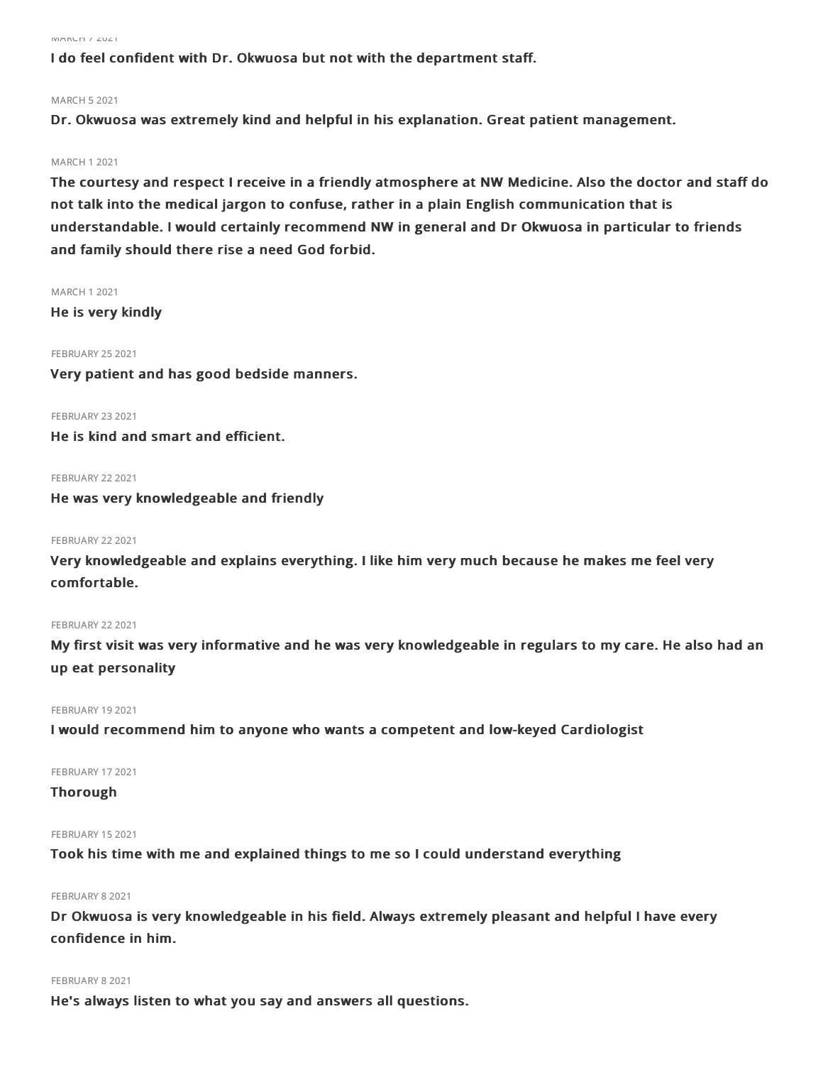MARCH 7 2021

**I do feel confident with Dr. Okwuosa but not with the department staff.**

MARCH 5 2021

**Dr. Okwuosa was extremely kind and helpful in his explanation. Great patient management.**

MARCH 1 2021

**The courtesy and respect I receive in a friendly atmosphere at NW Medicine. Also the doctor and staff do not talk into the medical jargon to confuse, rather in a plain English communication that is understandable. I would certainly recommend NW in general and Dr Okwuosa in particular to friends and family should there rise a need God forbid.**

MARCH 1 2021

**He is very kindly**

FEBRUARY 25 2021

**Very patient and has good bedside manners.**

FEBRUARY 23 2021

**He is kind and smart and efficient.**

FEBRUARY 22 2021

**He was very knowledgeable and friendly**

FEBRUARY 22 2021

**Very knowledgeable and explains everything. I like him very much because he makes me feel very comfortable.**

FEBRUARY 22 2021

**My first visit was very informative and he was very knowledgeable in regulars to my care. He also had an up eat personality**

FEBRUARY 19 2021

**I would recommend him to anyone who wants a competent and low-keyed Cardiologist**

FEBRUARY 17 2021

**Thorough**

FEBRUARY 15 2021

**Took his time with me and explained things to me so I could understand everything**

FEBRUARY 8 2021

**Dr Okwuosa is very knowledgeable in his field. Always extremely pleasant and helpful I have every confidence in him.**

FEBRUARY 8 2021

**He's always listen to what you say and answers all questions.**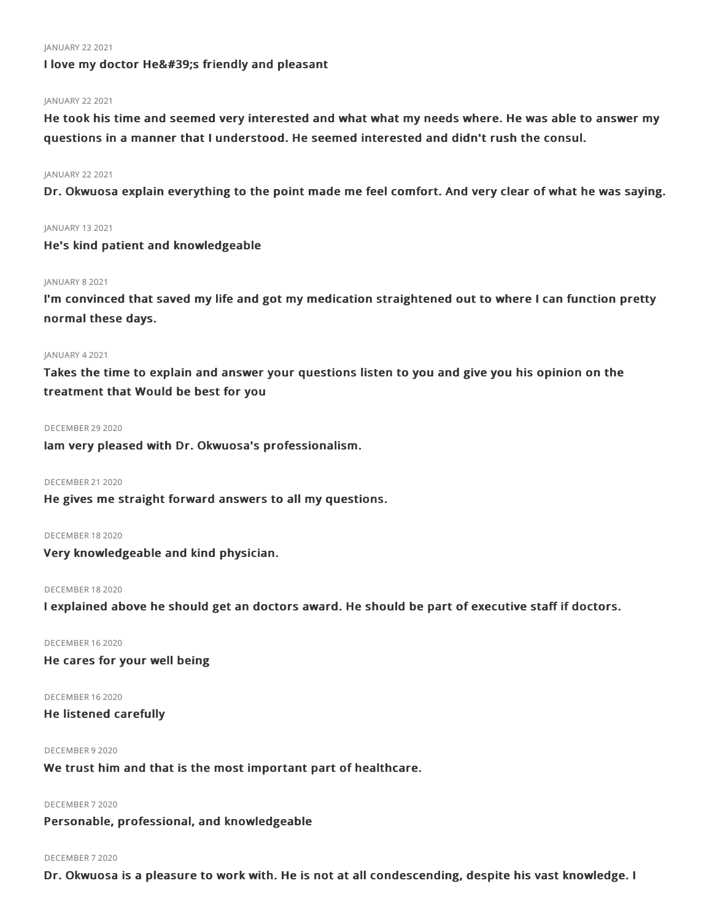JANUARY 22 2021

**I love my doctor He&#39;s friendly and pleasant**

JANUARY 22 2021

**He took his time and seemed very interested and what what my needs where. He was able to answer my questions in a manner that I understood. He seemed interested and didn't rush the consul.**

JANUARY 22 2021

**Dr. Okwuosa explain everything to the point made me feel comfort. And very clear of what he was saying.**

JANUARY 13 2021

**He's kind patient and knowledgeable**

JANUARY 8 2021

**I'm convinced that saved my life and got my medication straightened out to where I can function pretty normal these days.**

JANUARY 4 2021

**Takes the time to explain and answer your questions listen to you and give you his opinion on the treatment that Would be best for you**

DECEMBER 29 2020

**Iam very pleased with Dr. Okwuosa's professionalism.**

DECEMBER 21 2020

**He gives me straight forward answers to all my questions.**

DECEMBER 18 2020

**Very knowledgeable and kind physician.**

DECEMBER 18 2020

**I explained above he should get an doctors award. He should be part of executive staff if doctors.**

DECEMBER 16 2020

**He cares for your well being**

DECEMBER 16 2020

**He listened carefully**

DECEMBER 9 2020

**We trust him and that is the most important part of healthcare.**

DECEMBER 7 2020

**Personable, professional, and knowledgeable**

DECEMBER 7 2020

**Dr. Okwuosa is a pleasure to work with. He is not at all condescending, despite his vast knowledge. I**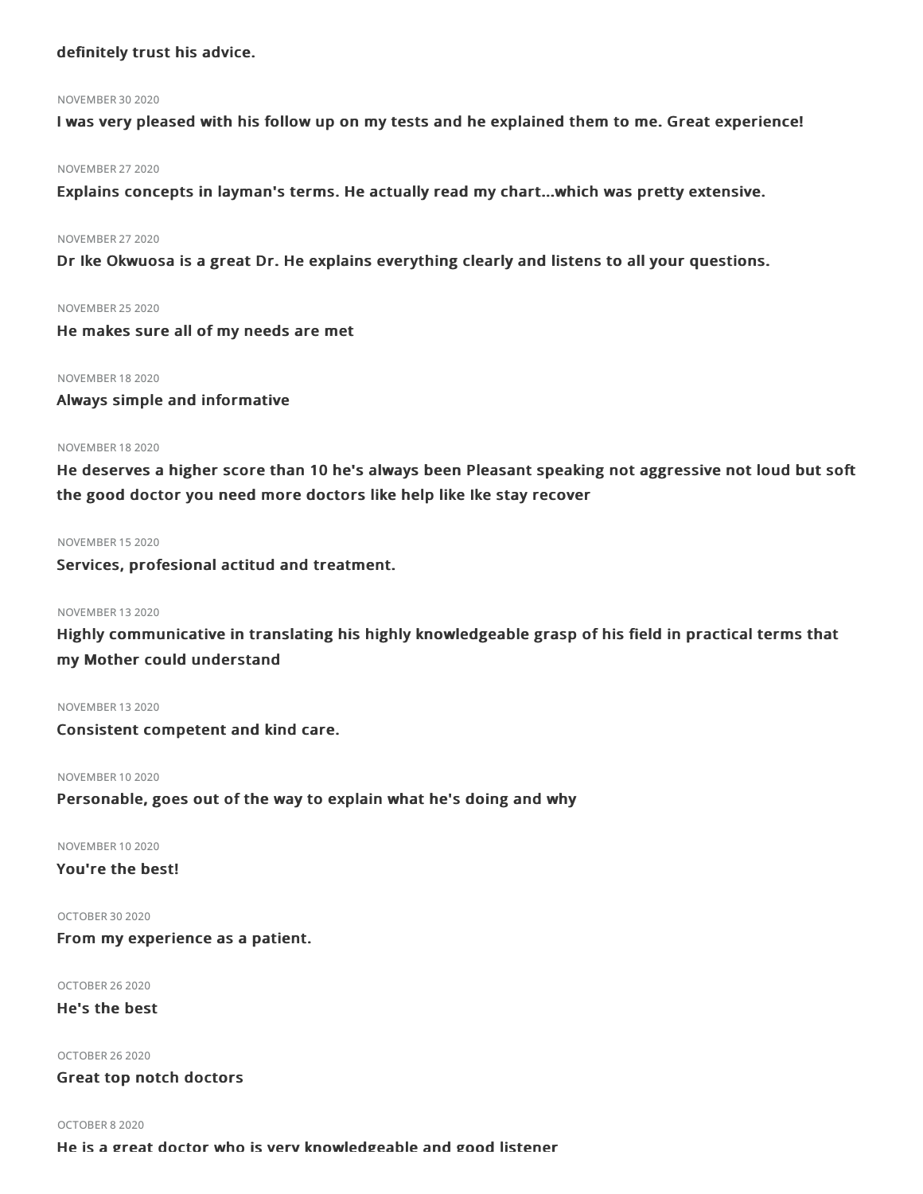**definitely trust his advice.**

NOVEMBER 30 2020

**I was very pleased with his follow up on my tests and he explained them to me. Great experience!**

NOVEMBER 27 2020

**Explains concepts in layman's terms. He actually read my chart...which was pretty extensive.**

NOVEMBER 27 2020

**Dr Ike Okwuosa is a great Dr. He explains everything clearly and listens to all your questions.**

NOVEMBER 25 2020

**He makes sure all of my needs are met**

NOVEMBER 18 2020

**Always simple and informative**

NOVEMBER 18 2020

**He deserves a higher score than 10 he's always been Pleasant speaking not aggressive not loud but soft the good doctor you need more doctors like help like Ike stay recover**

NOVEMBER 15 2020

**Services, profesional actitud and treatment.**

NOVEMBER 13 2020

**Highly communicative in translating his highly knowledgeable grasp of his field in practical terms that my Mother could understand**

NOVEMBER 13 2020

**Consistent competent and kind care.**

NOVEMBER 10 2020

**Personable, goes out of the way to explain what he's doing and why**

NOVEMBER 10 2020

**You're the best!**

OCTOBER 30 2020

**From my experience as a patient.**

OCTOBER 26 2020

**He's the best**

OCTOBER 26 2020

**Great top notch doctors**

OCTOBER 8 2020

**He is a great doctor who is very knowledgeable and good listener**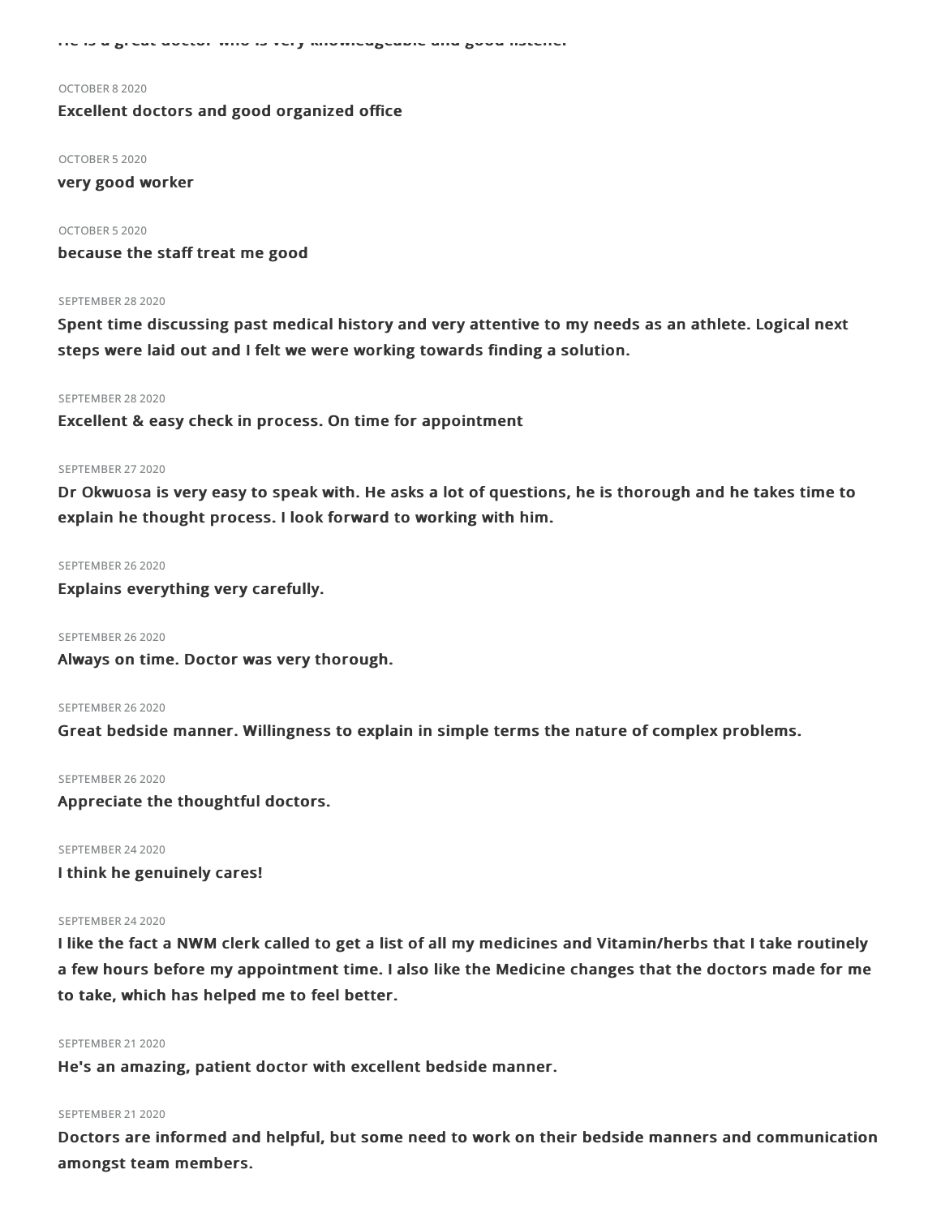He is a great doctor who is very knowledgeable and good listener

OCTOBER 8 2020

**Excellent doctors and good organized office**

OCTOBER 5 2020

**very good worker**

OCTOBER 5 2020

**because the staff treat me good**

SEPTEMBER 28 2020

**Spent time discussing past medical history and very attentive to my needs as an athlete. Logical next steps were laid out and I felt we were working towards finding a solution.**

SEPTEMBER 28 2020

**Excellent & easy check in process. On time for appointment**

SEPTEMBER 27 2020

**Dr Okwuosa is very easy to speak with. He asks a lot of questions, he is thorough and he takes time to explain he thought process. I look forward to working with him.**

SEPTEMBER 26 2020

**Explains everything very carefully.**

SEPTEMBER 26 2020

**Always on time. Doctor was very thorough.**

SEPTEMBER 26 2020

**Great bedside manner. Willingness to explain in simple terms the nature of complex problems.**

SEPTEMBER 26 2020

**Appreciate the thoughtful doctors.**

SEPTEMBER 24 2020

**I think he genuinely cares!**

SEPTEMBER 24 2020

**I like the fact a NWM clerk called to get a list of all my medicines and Vitamin/herbs that I take routinely a few hours before my appointment time. I also like the Medicine changes that the doctors made for me to take, which has helped me to feel better.**

SEPTEMBER 21 2020

**He's an amazing, patient doctor with excellent bedside manner.**

SEPTEMBER 21 2020

**Doctors are informed and helpful, but some need to work on their bedside manners and communication amongst team members.**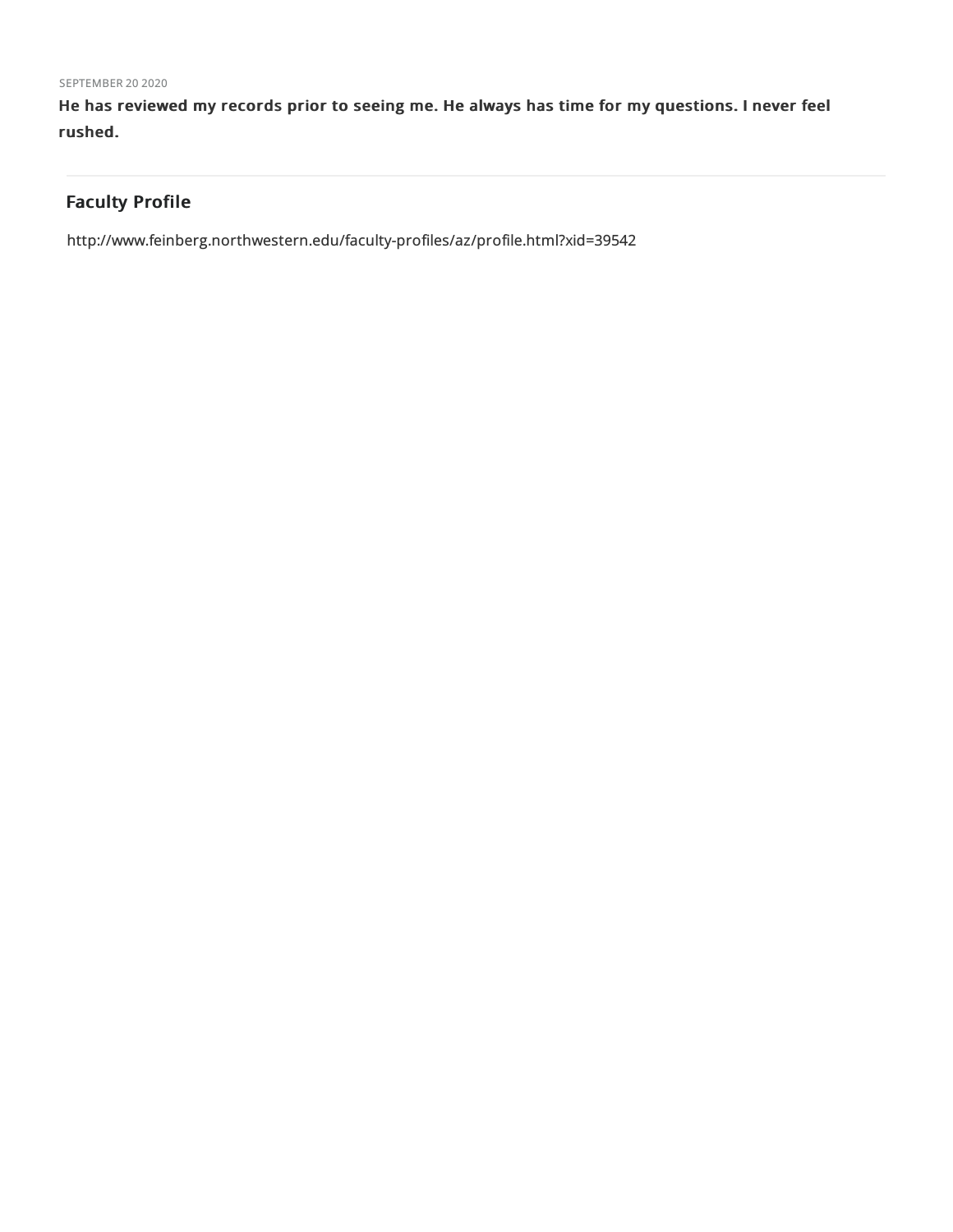SEPTEMBER 20 2020

**He has reviewed my records prior to seeing me. He always has time for my questions. I never feel rushed.**

## Faculty Profile

http://www.feinberg.northwestern.edu/faculty-profiles/az/profile.html?xid=39542